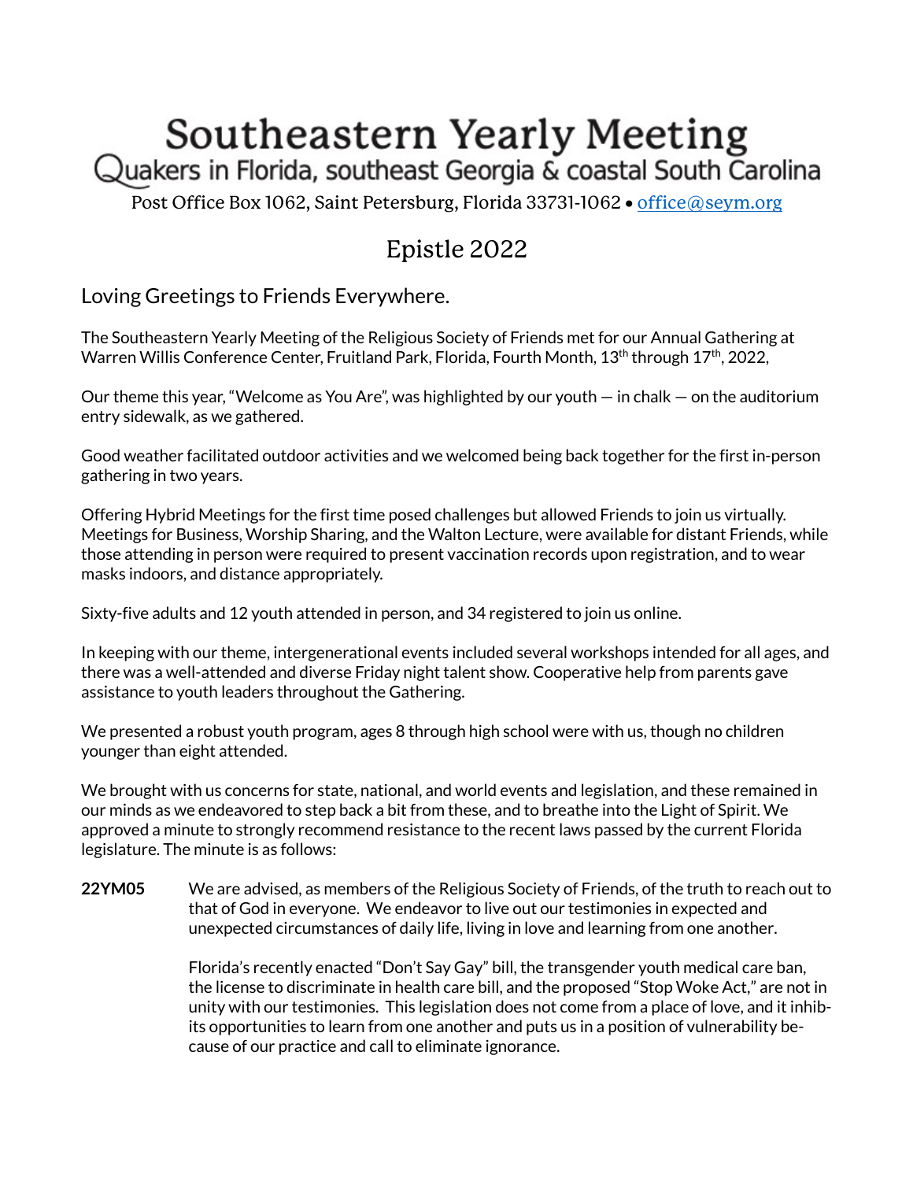# Southeastern Yearly Meeting

Quakers in Florida, southeast Georgia & coastal South Carolina

Post Office Box 1062, Saint Petersburg, Florida 33731-1062 • office@seym.org

## Epistle 2022

### Loving Greetings to Friends Everywhere.

The Southeastern Yearly Meeting of the Religious Society of Friends met for our Annual Gathering at Warren Willis Conference Center, Fruitland Park, Florida, Fourth Month, 13th through 17th, 2022,

Our theme this year, "Welcome as You Are", was highlighted by our youth — in chalk — on the auditorium entry sidewalk, as we gathered.

Good weather facilitated outdoor activities and we welcomed being back together for the first in-person gathering in two years.

Offering Hybrid Meetings for the first time posed challenges but allowed Friends to join us virtually. Meetings for Business, Worship Sharing, and the Walton Lecture, were available for distant Friends, while those attending in person were required to present vaccination records upon registration, and to wear masks indoors, and distance appropriately.

Sixty-five adults and 12 youth attended in person, and 34 registered to join us online.

In keeping with our theme, intergenerational events included several workshops intended for all ages, and there was a well-attended and diverse Friday night talent show. Cooperative help from parents gave assistance to youth leaders throughout the Gathering.

We presented a robust youth program, ages 8 through high school were with us, though no children younger than eight attended.

We brought with us concerns for state, national, and world events and legislation, and these remained in our minds as we endeavored to step back a bit from these, and to breathe into the Light of Spirit. We approved a minute to strongly recommend resistance to the recent laws passed by the current Florida legislature. The minute is as follows:

**22YM05** We are advised, as members of the Religious Society of Friends, of the truth to reach out to that of God in everyone. We endeavor to live out our testimonies in expected and unexpected circumstances of daily life, living in love and learning from one another.

Florida's recently enacted "Don't Say Gay" bill, the transgender youth medical care ban, the license to discriminate in health care bill, and the proposed "Stop Woke Act," are not in unity with our testimonies. This legislation does not come from a place of love, and it inhibits opportunities to learn from one another and puts us in a position of vulnerability because of our practice and call to eliminate ignorance.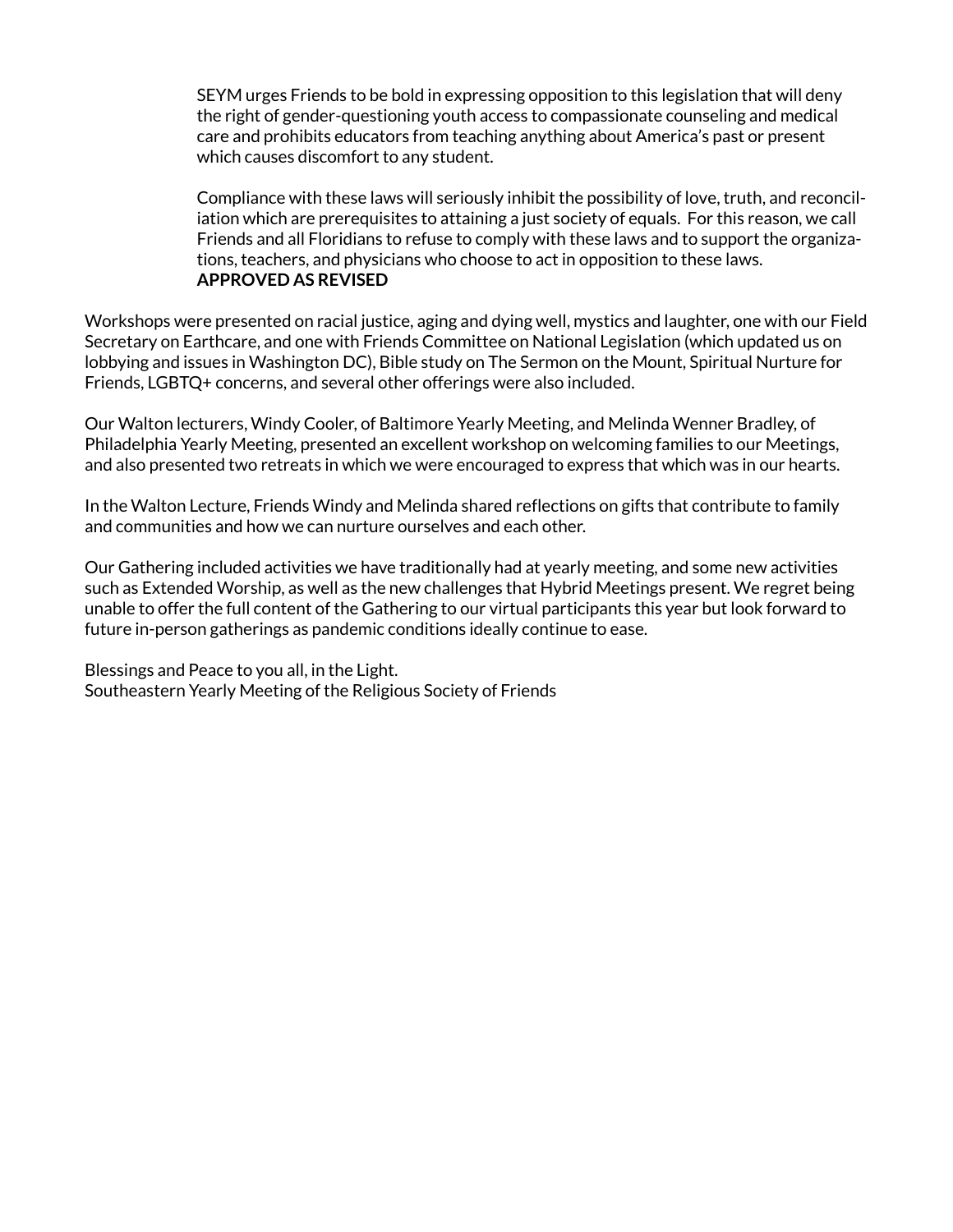SEYM urges Friends to be bold in expressing opposition to this legislation that will deny the right of gender-questioning youth access to compassionate counseling and medical care and prohibits educators from teaching anything about America's past or present which causes discomfort to any student.

Compliance with these laws will seriously inhibit the possibility of love, truth, and reconciliation which are prerequisites to attaining a just society of equals. For this reason, we call Friends and all Floridians to refuse to comply with these laws and to support the organizations, teachers, and physicians who choose to act in opposition to these laws.
**APPROVED AS REVISED**

Workshops were presented on racial justice, aging and dying well, mystics and laughter, one with our Field Secretary on Earthcare, and one with Friends Committee on National Legislation (which updated us on lobbying and issues in Washington DC), Bible study on The Sermon on the Mount, Spiritual Nurture for Friends, LGBTQ+ concerns, and several other offerings were also included.

Our Walton lecturers, Windy Cooler, of Baltimore Yearly Meeting, and Melinda Wenner Bradley, of Philadelphia Yearly Meeting, presented an excellent workshop on welcoming families to our Meetings, and also presented two retreats in which we were encouraged to express that which was in our hearts.

In the Walton Lecture, Friends Windy and Melinda shared reflections on gifts that contribute to family and communities and how we can nurture ourselves and each other.

Our Gathering included activities we have traditionally had at yearly meeting, and some new activities such as Extended Worship, as well as the new challenges that Hybrid Meetings present. We regret being unable to offer the full content of the Gathering to our virtual participants this year but look forward to future in-person gatherings as pandemic conditions ideally continue to ease.

Blessings and Peace to you all, in the Light.
Southeastern Yearly Meeting of the Religious Society of Friends